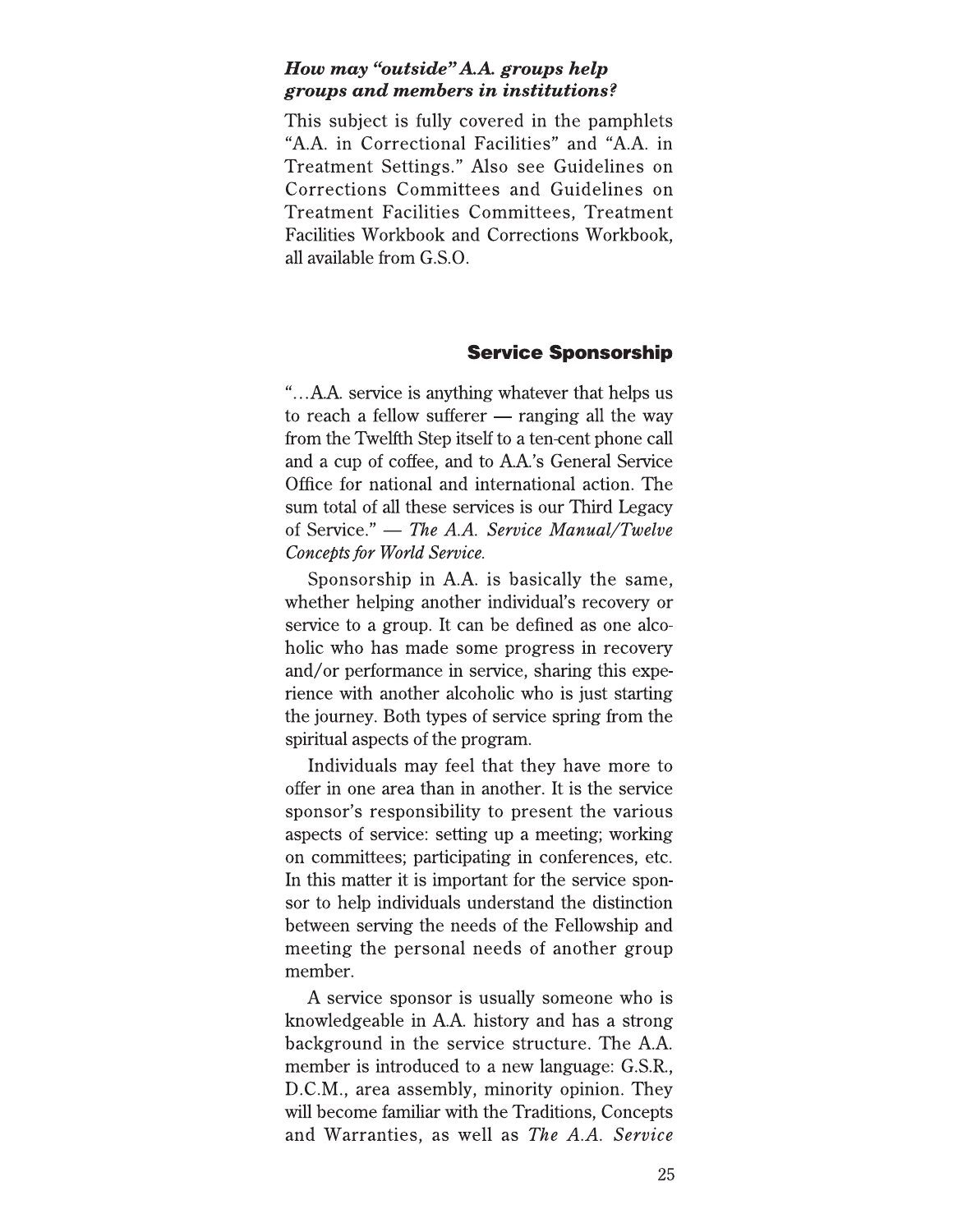***How may "outside" A.A. groups help groups and members in institutions?***

This subject is fully covered in the pamphlets "A.A. in Correctional Facilities" and "A.A. in Treatment Settings." Also see Guidelines on Corrections Committees and Guidelines on Treatment Facilities Committees, Treatment Facilities Workbook and Corrections Workbook, all available from G.S.O.

## Service Sponsorship

"…A.A. service is anything whatever that helps us to reach a fellow sufferer — ranging all the way from the Twelfth Step itself to a ten-cent phone call and a cup of coffee, and to A.A.'s General Service Office for national and international action. The sum total of all these services is our Third Legacy of Service." — *The A.A. Service Manual/Twelve Concepts for World Service.*

Sponsorship in A.A. is basically the same, whether helping another individual's recovery or service to a group. It can be defined as one alcoholic who has made some progress in recovery and/or performance in service, sharing this experience with another alcoholic who is just starting the journey. Both types of service spring from the spiritual aspects of the program.

Individuals may feel that they have more to offer in one area than in another. It is the service sponsor's responsibility to present the various aspects of service: setting up a meeting; working on committees; participating in conferences, etc. In this matter it is important for the service sponsor to help individuals understand the distinction between serving the needs of the Fellowship and meeting the personal needs of another group member.

A service sponsor is usually someone who is knowledgeable in A.A. history and has a strong background in the service structure. The A.A. member is introduced to a new language: G.S.R., D.C.M., area assembly, minority opinion. They will become familiar with the Traditions, Concepts and Warranties, as well as *The A.A. Service*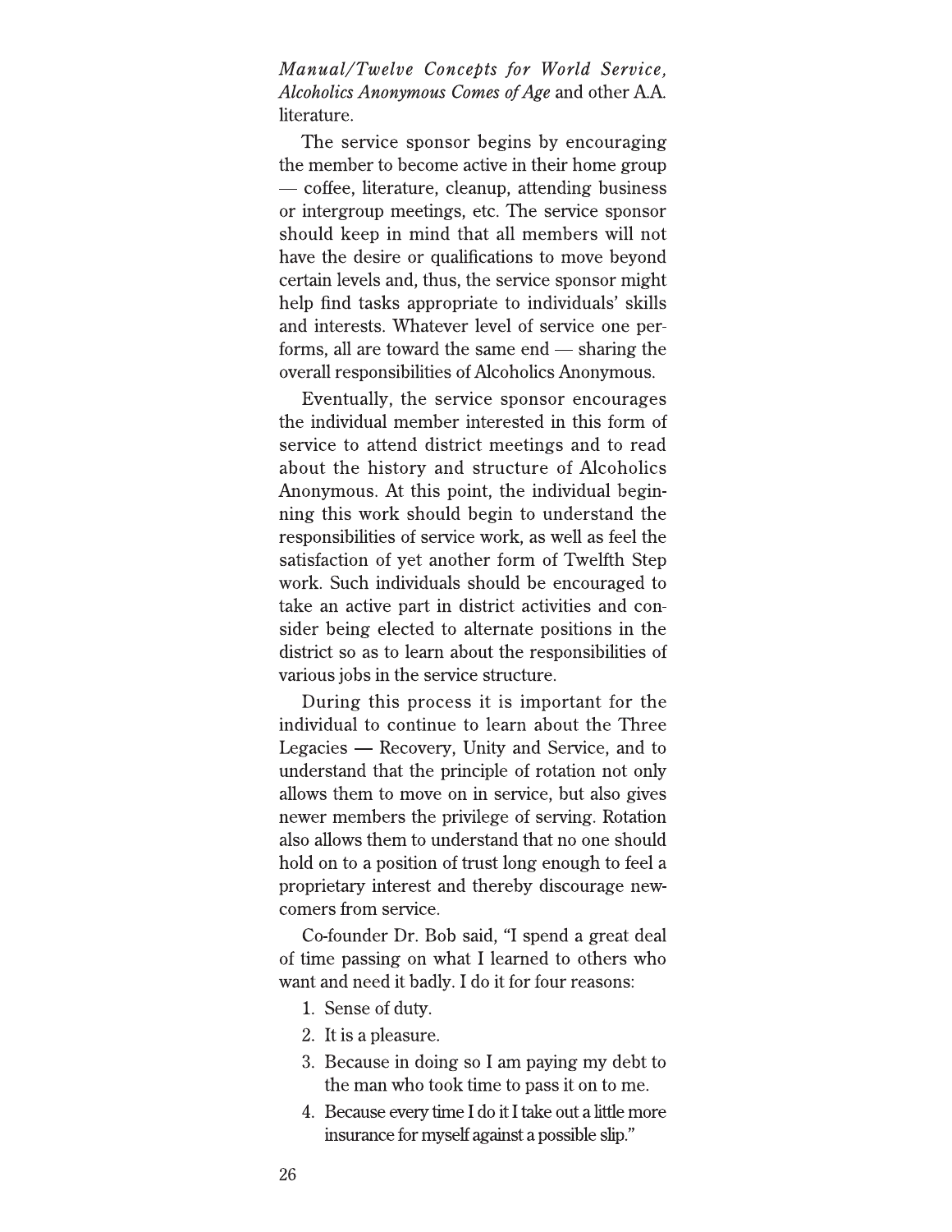*Manual/Twelve Concepts for World Service, Alcoholics Anonymous Comes of Age* and other A.A. literature.

The service sponsor begins by encouraging the member to become active in their home group — coffee, literature, cleanup, attending business or intergroup meetings, etc. The service sponsor should keep in mind that all members will not have the desire or qualifications to move beyond certain levels and, thus, the service sponsor might help find tasks appropriate to individuals' skills and interests. Whatever level of service one performs, all are toward the same end — sharing the overall responsibilities of Alcoholics Anonymous.

Eventually, the service sponsor encourages the individual member interested in this form of service to attend district meetings and to read about the history and structure of Alcoholics Anonymous. At this point, the individual beginning this work should begin to understand the responsibilities of service work, as well as feel the satisfaction of yet another form of Twelfth Step work. Such individuals should be encouraged to take an active part in district activities and consider being elected to alternate positions in the district so as to learn about the responsibilities of various jobs in the service structure.

During this process it is important for the individual to continue to learn about the Three Legacies — Recovery, Unity and Service, and to understand that the principle of rotation not only allows them to move on in service, but also gives newer members the privilege of serving. Rotation also allows them to understand that no one should hold on to a position of trust long enough to feel a proprietary interest and thereby discourage newcomers from service.

Co-founder Dr. Bob said, "I spend a great deal of time passing on what I learned to others who want and need it badly. I do it for four reasons:

1. Sense of duty.
2. It is a pleasure.
3. Because in doing so I am paying my debt to the man who took time to pass it on to me.
4. Because every time I do it I take out a little more insurance for myself against a possible slip."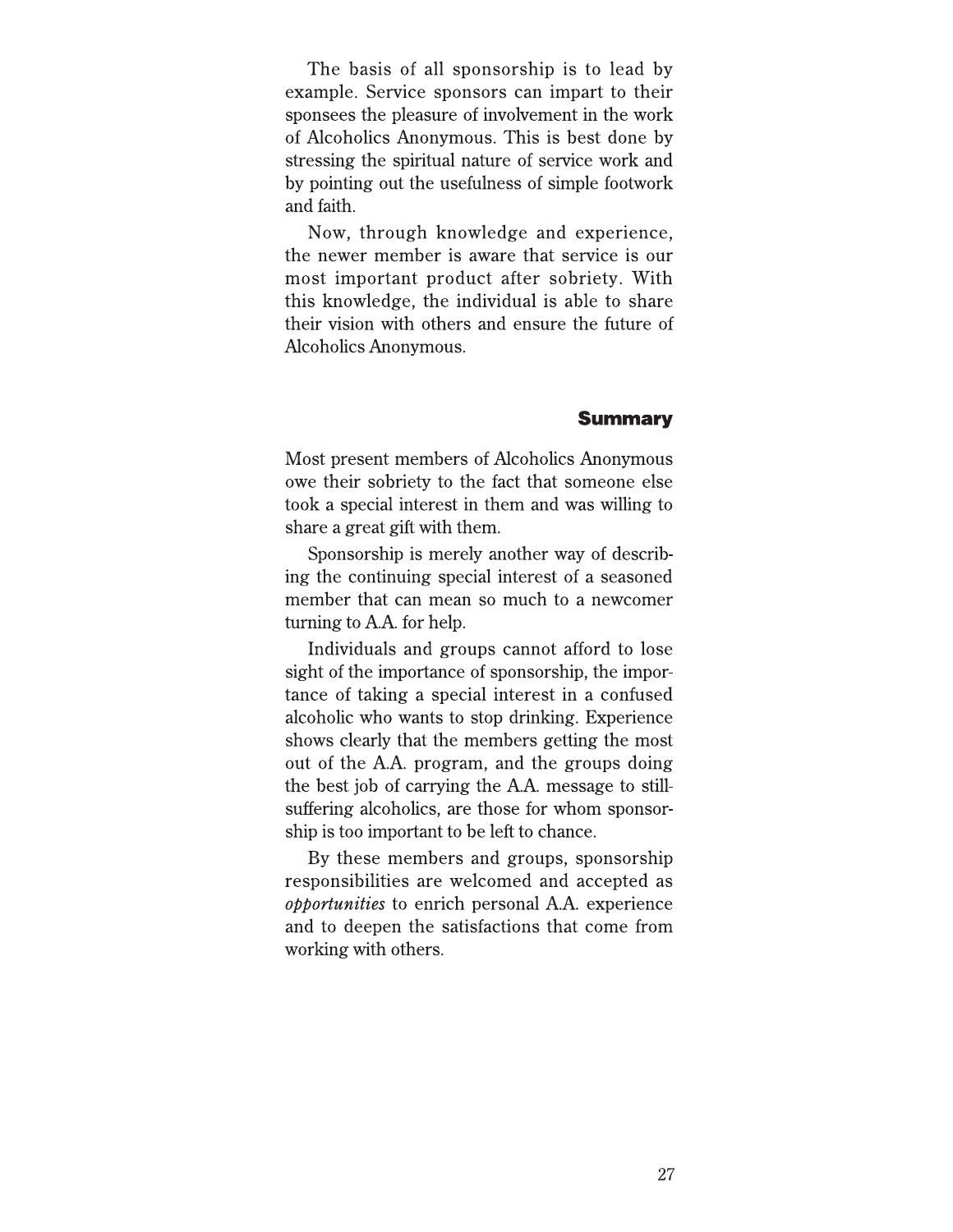The basis of all sponsorship is to lead by example. Service sponsors can impart to their sponsees the pleasure of involvement in the work of Alcoholics Anonymous. This is best done by stressing the spiritual nature of service work and by pointing out the usefulness of simple footwork and faith.

Now, through knowledge and experience, the newer member is aware that service is our most important product after sobriety. With this knowledge, the individual is able to share their vision with others and ensure the future of Alcoholics Anonymous.

## Summary

Most present members of Alcoholics Anonymous owe their sobriety to the fact that someone else took a special interest in them and was willing to share a great gift with them.

Sponsorship is merely another way of describing the continuing special interest of a seasoned member that can mean so much to a newcomer turning to A.A. for help.

Individuals and groups cannot afford to lose sight of the importance of sponsorship, the importance of taking a special interest in a confused alcoholic who wants to stop drinking. Experience shows clearly that the members getting the most out of the A.A. program, and the groups doing the best job of carrying the A.A. message to still-suffering alcoholics, are those for whom sponsorship is too important to be left to chance.

By these members and groups, sponsorship responsibilities are welcomed and accepted as *opportunities* to enrich personal A.A. experience and to deepen the satisfactions that come from working with others.